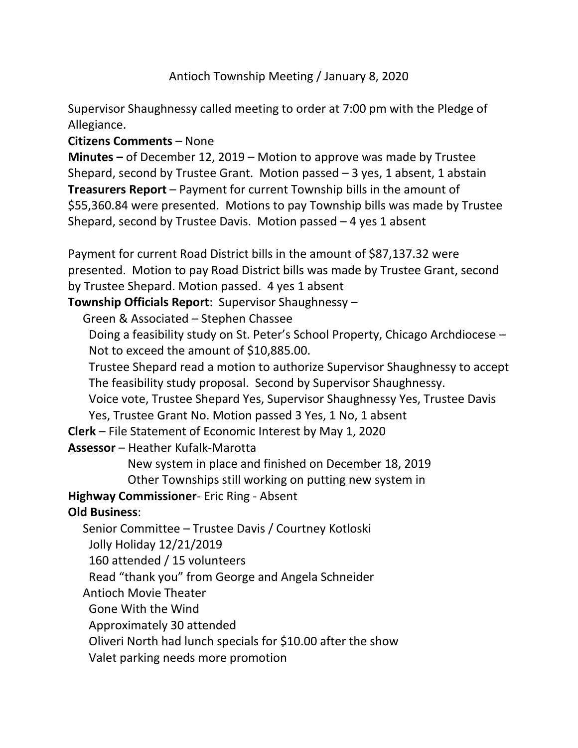Antioch Township Meeting / January 8, 2020

Supervisor Shaughnessy called meeting to order at 7:00 pm with the Pledge of Allegiance.

**Citizens Comments** – None

**Minutes –** of December 12, 2019 – Motion to approve was made by Trustee Shepard, second by Trustee Grant. Motion passed – 3 yes, 1 absent, 1 abstain

**Treasurers Report** – Payment for current Township bills in the amount of $55,360.84 were presented. Motions to pay Township bills was made by Trustee Shepard, second by Trustee Davis. Motion passed – 4 yes 1 absent

Payment for current Road District bills in the amount of $87,137.32 were presented. Motion to pay Road District bills was made by Trustee Grant, second by Trustee Shepard. Motion passed. 4 yes 1 absent

**Township Officials Report**: Supervisor Shaughnessy –

Green & Associated – Stephen Chassee

Doing a feasibility study on St. Peter's School Property, Chicago Archdiocese – Not to exceed the amount of $10,885.00.

Trustee Shepard read a motion to authorize Supervisor Shaughnessy to accept The feasibility study proposal. Second by Supervisor Shaughnessy.

Voice vote, Trustee Shepard Yes, Supervisor Shaughnessy Yes, Trustee Davis Yes, Trustee Grant No. Motion passed 3 Yes, 1 No, 1 absent

**Clerk** – File Statement of Economic Interest by May 1, 2020

**Assessor** – Heather Kufalk-Marotta

New system in place and finished on December 18, 2019

Other Townships still working on putting new system in

**Highway Commissioner**- Eric Ring - Absent

**Old Business**:

Senior Committee – Trustee Davis / Courtney Kotloski

Jolly Holiday 12/21/2019

160 attended / 15 volunteers

Read "thank you" from George and Angela Schneider

Antioch Movie Theater

Gone With the Wind

Approximately 30 attended

Oliveri North had lunch specials for $10.00 after the show

Valet parking needs more promotion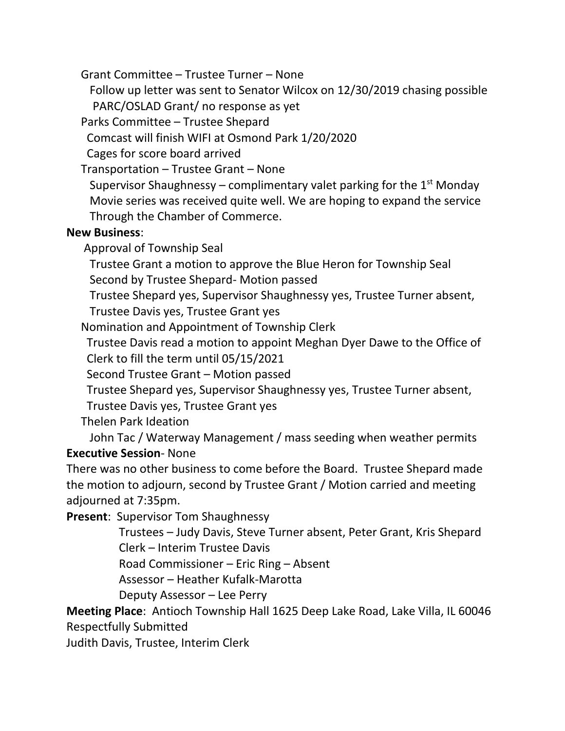Grant Committee – Trustee Turner – None

Follow up letter was sent to Senator Wilcox on 12/30/2019 chasing possible PARC/OSLAD Grant/ no response as yet

Parks Committee – Trustee Shepard

Comcast will finish WIFI at Osmond Park 1/20/2020

Cages for score board arrived

Transportation – Trustee Grant – None

Supervisor Shaughnessy – complimentary valet parking for the 1st Monday Movie series was received quite well. We are hoping to expand the service Through the Chamber of Commerce.

**New Business**:

Approval of Township Seal

Trustee Grant a motion to approve the Blue Heron for Township Seal

Second by Trustee Shepard- Motion passed

Trustee Shepard yes, Supervisor Shaughnessy yes, Trustee Turner absent, Trustee Davis yes, Trustee Grant yes

Nomination and Appointment of Township Clerk

Trustee Davis read a motion to appoint Meghan Dyer Dawe to the Office of Clerk to fill the term until 05/15/2021

Second Trustee Grant – Motion passed

Trustee Shepard yes, Supervisor Shaughnessy yes, Trustee Turner absent, Trustee Davis yes, Trustee Grant yes

Thelen Park Ideation

John Tac / Waterway Management / mass seeding when weather permits

**Executive Session**- None

There was no other business to come before the Board. Trustee Shepard made the motion to adjourn, second by Trustee Grant / Motion carried and meeting adjourned at 7:35pm.

**Present**: Supervisor Tom Shaughnessy

Trustees – Judy Davis, Steve Turner absent, Peter Grant, Kris Shepard

Clerk – Interim Trustee Davis

Road Commissioner – Eric Ring – Absent

Assessor – Heather Kufalk-Marotta

Deputy Assessor – Lee Perry

**Meeting Place**: Antioch Township Hall 1625 Deep Lake Road, Lake Villa, IL 60046

Respectfully Submitted

Judith Davis, Trustee, Interim Clerk